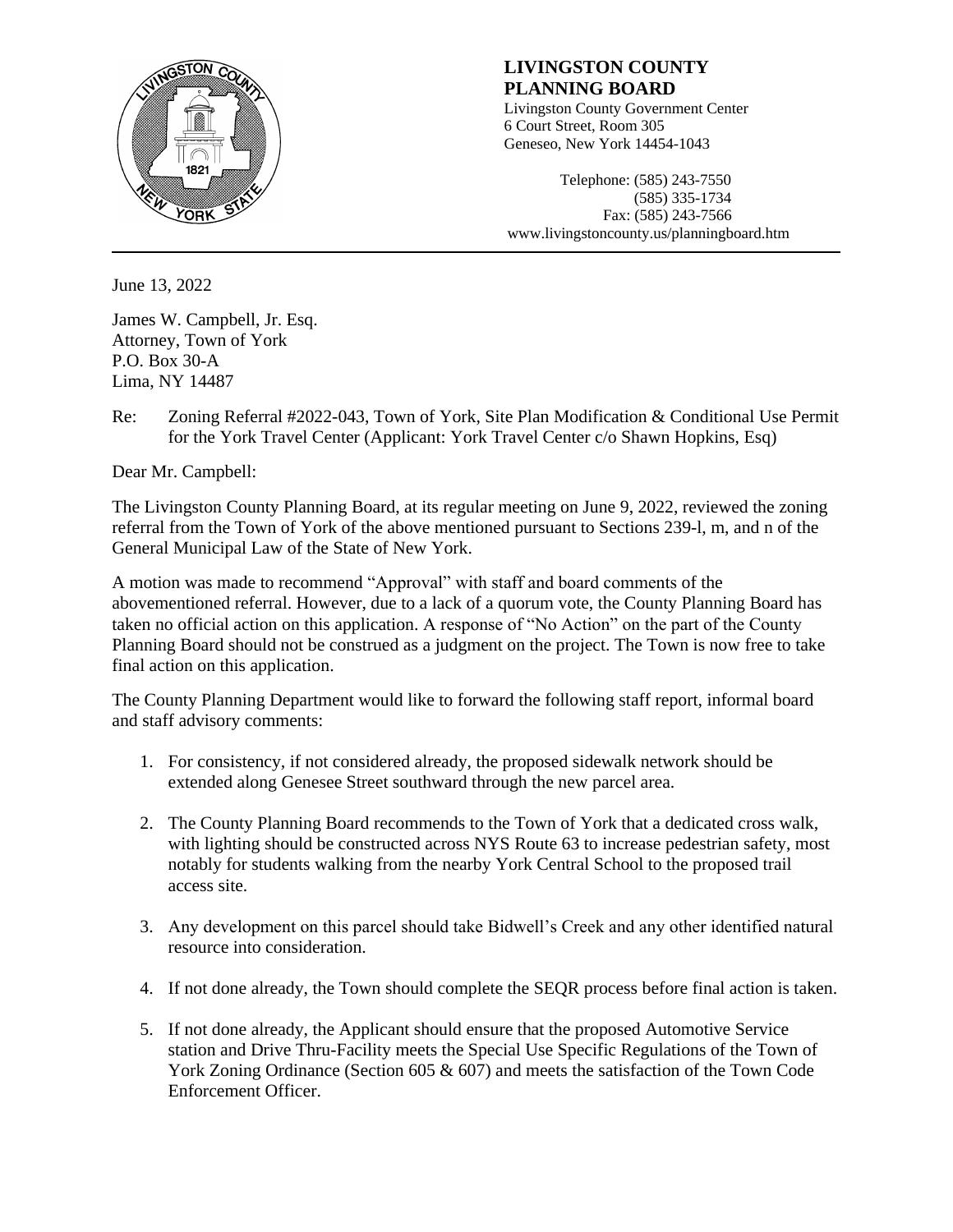**LIVINGSTON COUNTY PLANNING BOARD**
Livingston County Government Center
6 Court Street, Room 305
Geneseo, New York 14454-1043

Telephone: (585) 243-7550
(585) 335-1734
Fax: (585) 243-7566
www.livingstoncounty.us/planningboard.htm

---

June 13, 2022

James W. Campbell, Jr. Esq.
Attorney, Town of York
P.O. Box 30-A
Lima, NY 14487

Re: Zoning Referral #2022-043, Town of York, Site Plan Modification & Conditional Use Permit for the York Travel Center (Applicant: York Travel Center c/o Shawn Hopkins, Esq)

Dear Mr. Campbell:

The Livingston County Planning Board, at its regular meeting on June 9, 2022, reviewed the zoning referral from the Town of York of the above mentioned pursuant to Sections 239-l, m, and n of the General Municipal Law of the State of New York.

A motion was made to recommend "Approval" with staff and board comments of the abovementioned referral. However, due to a lack of a quorum vote, the County Planning Board has taken no official action on this application. A response of "No Action" on the part of the County Planning Board should not be construed as a judgment on the project. The Town is now free to take final action on this application.

The County Planning Department would like to forward the following staff report, informal board and staff advisory comments:

1. For consistency, if not considered already, the proposed sidewalk network should be extended along Genesee Street southward through the new parcel area.

2. The County Planning Board recommends to the Town of York that a dedicated cross walk, with lighting should be constructed across NYS Route 63 to increase pedestrian safety, most notably for students walking from the nearby York Central School to the proposed trail access site.

3. Any development on this parcel should take Bidwell's Creek and any other identified natural resource into consideration.

4. If not done already, the Town should complete the SEQR process before final action is taken.

5. If not done already, the Applicant should ensure that the proposed Automotive Service station and Drive Thru-Facility meets the Special Use Specific Regulations of the Town of York Zoning Ordinance (Section 605 & 607) and meets the satisfaction of the Town Code Enforcement Officer.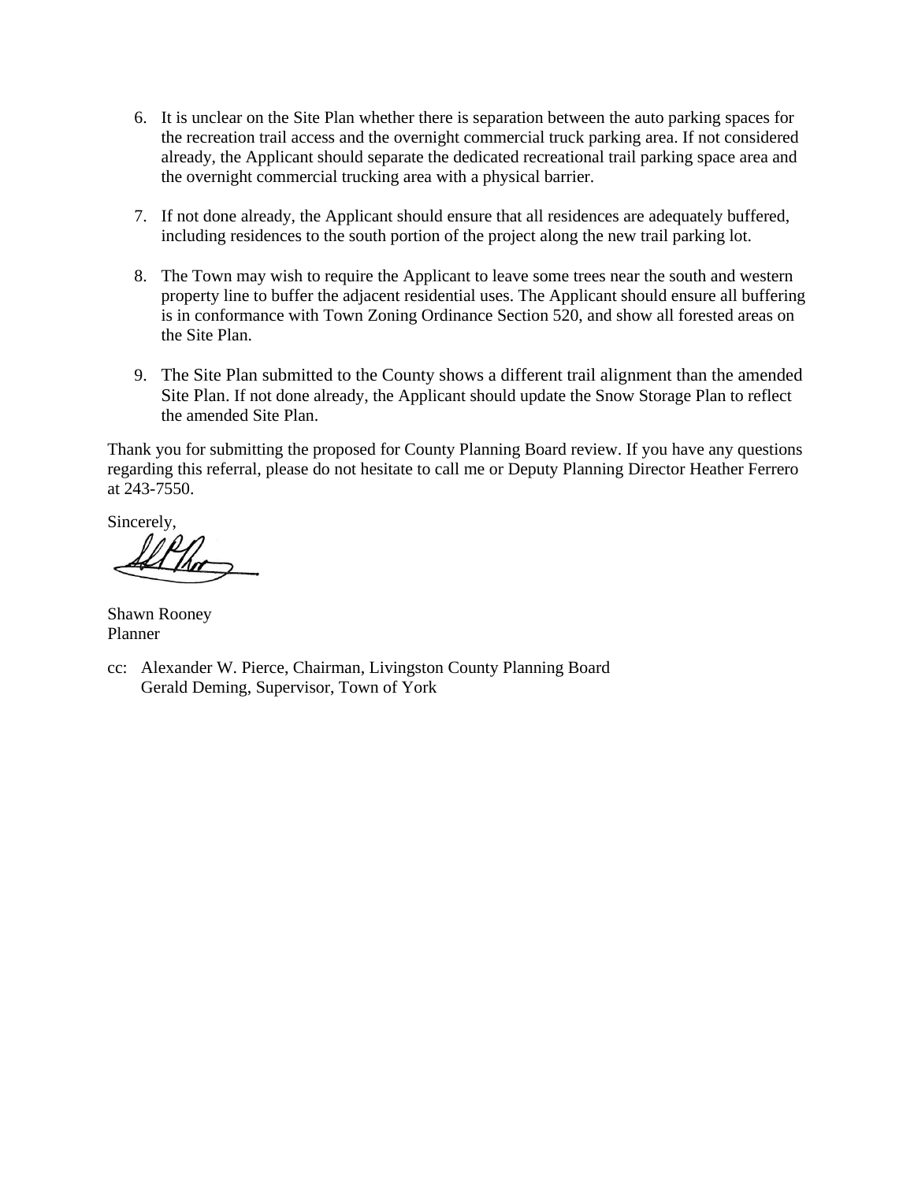6. It is unclear on the Site Plan whether there is separation between the auto parking spaces for the recreation trail access and the overnight commercial truck parking area. If not considered already, the Applicant should separate the dedicated recreational trail parking space area and the overnight commercial trucking area with a physical barrier.

7. If not done already, the Applicant should ensure that all residences are adequately buffered, including residences to the south portion of the project along the new trail parking lot.

8. The Town may wish to require the Applicant to leave some trees near the south and western property line to buffer the adjacent residential uses. The Applicant should ensure all buffering is in conformance with Town Zoning Ordinance Section 520, and show all forested areas on the Site Plan.

9. The Site Plan submitted to the County shows a different trail alignment than the amended Site Plan. If not done already, the Applicant should update the Snow Storage Plan to reflect the amended Site Plan.

Thank you for submitting the proposed for County Planning Board review. If you have any questions regarding this referral, please do not hesitate to call me or Deputy Planning Director Heather Ferrero at 243-7550.

Sincerely,

Shawn Rooney
Planner

cc: Alexander W. Pierce, Chairman, Livingston County Planning Board
Gerald Deming, Supervisor, Town of York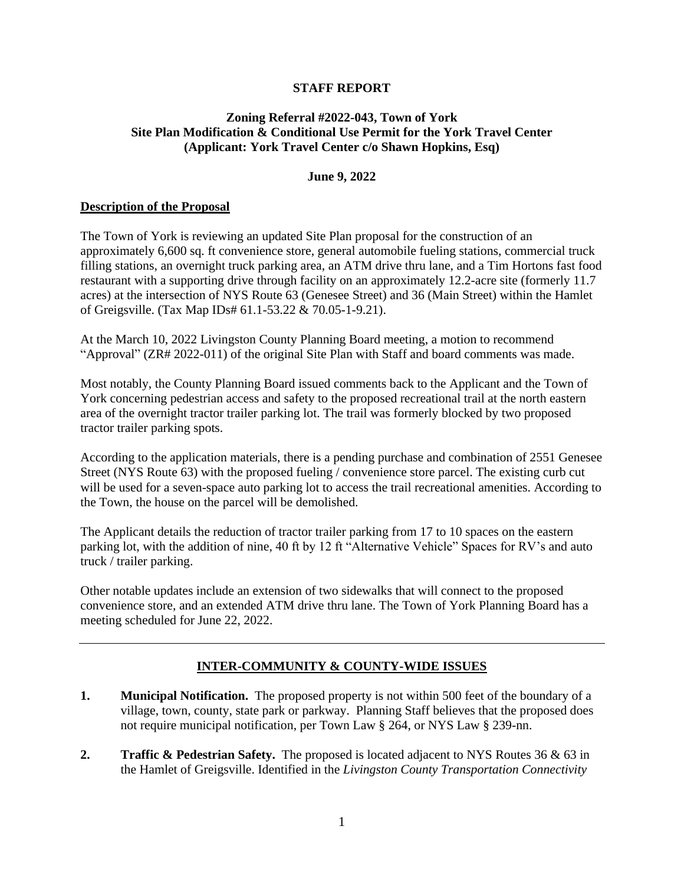**STAFF REPORT**

**Zoning Referral #2022-043, Town of York**
**Site Plan Modification & Conditional Use Permit for the York Travel Center**
**(Applicant: York Travel Center c/o Shawn Hopkins, Esq)**

**June 9, 2022**

## Description of the Proposal

The Town of York is reviewing an updated Site Plan proposal for the construction of an approximately 6,600 sq. ft convenience store, general automobile fueling stations, commercial truck filling stations, an overnight truck parking area, an ATM drive thru lane, and a Tim Hortons fast food restaurant with a supporting drive through facility on an approximately 12.2-acre site (formerly 11.7 acres) at the intersection of NYS Route 63 (Genesee Street) and 36 (Main Street) within the Hamlet of Greigsville. (Tax Map IDs# 61.1-53.22 & 70.05-1-9.21).

At the March 10, 2022 Livingston County Planning Board meeting, a motion to recommend "Approval" (ZR# 2022-011) of the original Site Plan with Staff and board comments was made.

Most notably, the County Planning Board issued comments back to the Applicant and the Town of York concerning pedestrian access and safety to the proposed recreational trail at the north eastern area of the overnight tractor trailer parking lot. The trail was formerly blocked by two proposed tractor trailer parking spots.

According to the application materials, there is a pending purchase and combination of 2551 Genesee Street (NYS Route 63) with the proposed fueling / convenience store parcel. The existing curb cut will be used for a seven-space auto parking lot to access the trail recreational amenities. According to the Town, the house on the parcel will be demolished.

The Applicant details the reduction of tractor trailer parking from 17 to 10 spaces on the eastern parking lot, with the addition of nine, 40 ft by 12 ft "Alternative Vehicle" Spaces for RV's and auto truck / trailer parking.

Other notable updates include an extension of two sidewalks that will connect to the proposed convenience store, and an extended ATM drive thru lane. The Town of York Planning Board has a meeting scheduled for June 22, 2022.

---

## INTER-COMMUNITY & COUNTY-WIDE ISSUES

1. **Municipal Notification.** The proposed property is not within 500 feet of the boundary of a village, town, county, state park or parkway. Planning Staff believes that the proposed does not require municipal notification, per Town Law § 264, or NYS Law § 239-nn.

2. **Traffic & Pedestrian Safety.** The proposed is located adjacent to NYS Routes 36 & 63 in the Hamlet of Greigsville. Identified in the *Livingston County Transportation Connectivity*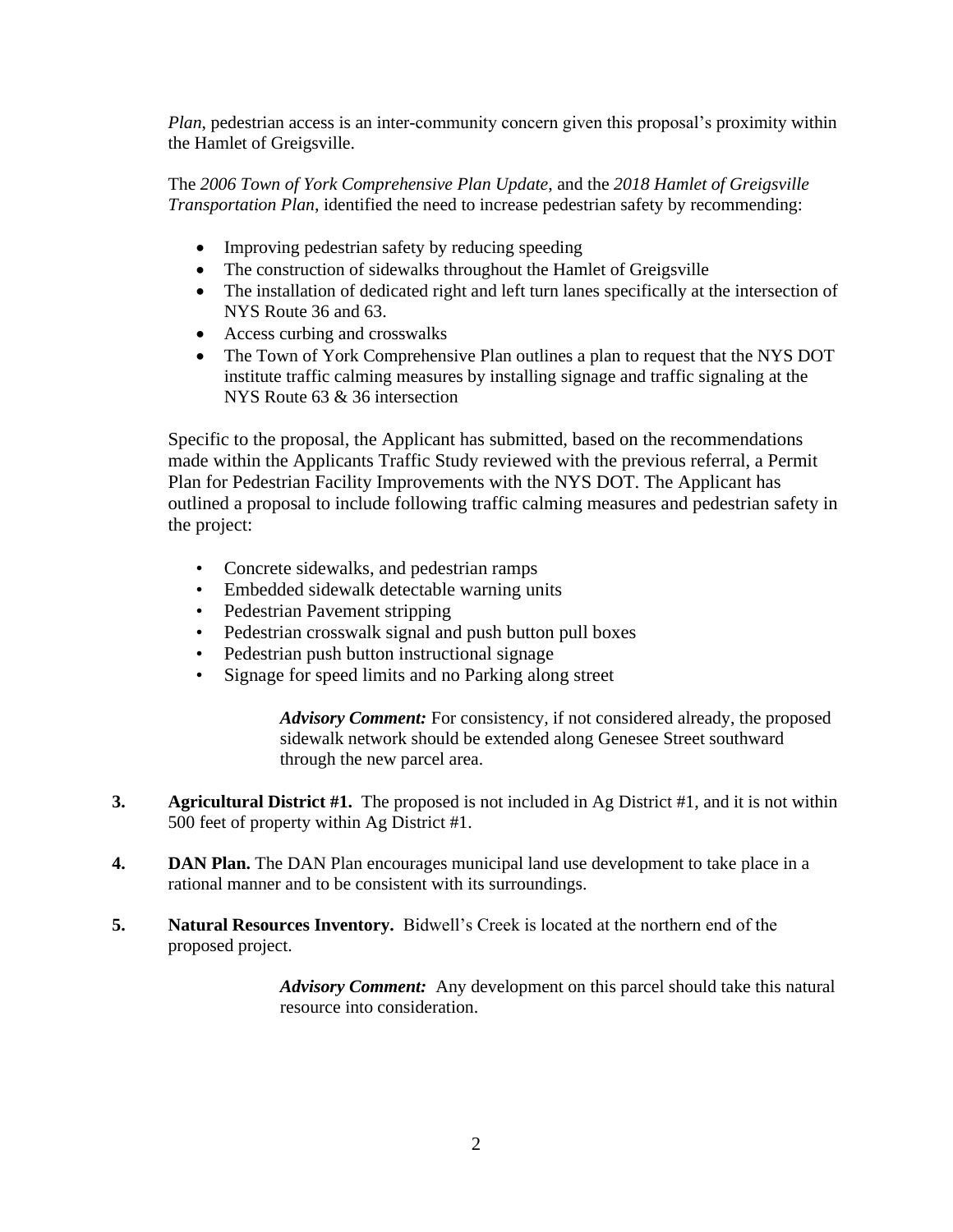*Plan*, pedestrian access is an inter-community concern given this proposal's proximity within the Hamlet of Greigsville.

The *2006 Town of York Comprehensive Plan Update*, and the *2018 Hamlet of Greigsville Transportation Plan*, identified the need to increase pedestrian safety by recommending:

- Improving pedestrian safety by reducing speeding
- The construction of sidewalks throughout the Hamlet of Greigsville
- The installation of dedicated right and left turn lanes specifically at the intersection of NYS Route 36 and 63.
- Access curbing and crosswalks
- The Town of York Comprehensive Plan outlines a plan to request that the NYS DOT institute traffic calming measures by installing signage and traffic signaling at the NYS Route 63 & 36 intersection

Specific to the proposal, the Applicant has submitted, based on the recommendations made within the Applicants Traffic Study reviewed with the previous referral, a Permit Plan for Pedestrian Facility Improvements with the NYS DOT. The Applicant has outlined a proposal to include following traffic calming measures and pedestrian safety in the project:

- Concrete sidewalks, and pedestrian ramps
- Embedded sidewalk detectable warning units
- Pedestrian Pavement stripping
- Pedestrian crosswalk signal and push button pull boxes
- Pedestrian push button instructional signage
- Signage for speed limits and no Parking along street

> ***Advisory Comment:*** For consistency, if not considered already, the proposed sidewalk network should be extended along Genesee Street southward through the new parcel area.

**3. Agricultural District #1.** The proposed is not included in Ag District #1, and it is not within 500 feet of property within Ag District #1.

**4. DAN Plan.** The DAN Plan encourages municipal land use development to take place in a rational manner and to be consistent with its surroundings.

**5. Natural Resources Inventory.** Bidwell's Creek is located at the northern end of the proposed project.

> ***Advisory Comment:*** Any development on this parcel should take this natural resource into consideration.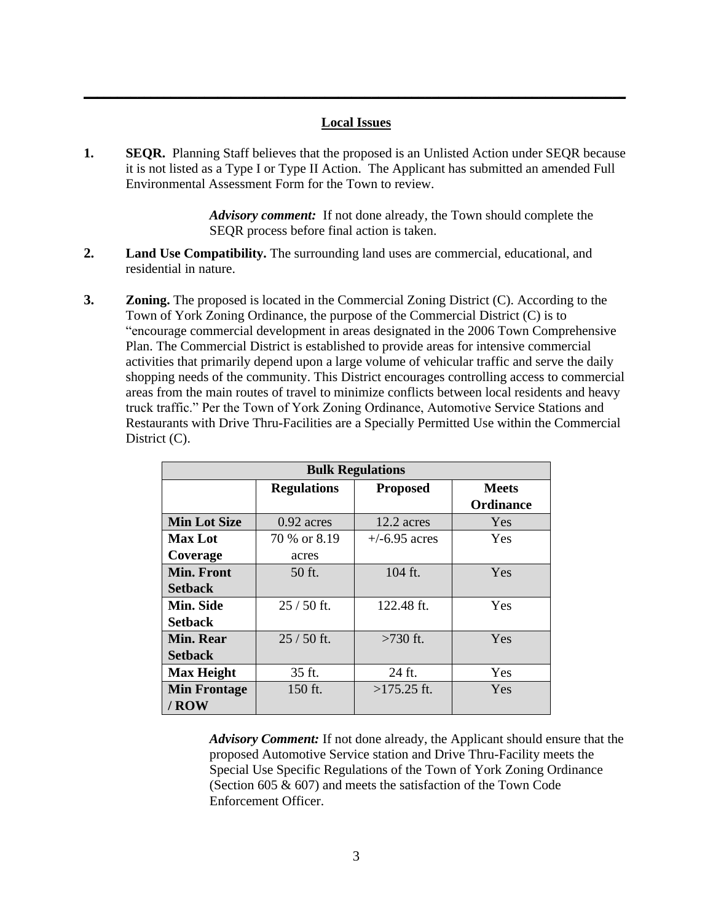## Local Issues

**1. SEQR.** Planning Staff believes that the proposed is an Unlisted Action under SEQR because it is not listed as a Type I or Type II Action. The Applicant has submitted an amended Full Environmental Assessment Form for the Town to review.

> ***Advisory comment:*** If not done already, the Town should complete the SEQR process before final action is taken.

**2. Land Use Compatibility.** The surrounding land uses are commercial, educational, and residential in nature.

**3. Zoning.** The proposed is located in the Commercial Zoning District (C). According to the Town of York Zoning Ordinance, the purpose of the Commercial District (C) is to "encourage commercial development in areas designated in the 2006 Town Comprehensive Plan. The Commercial District is established to provide areas for intensive commercial activities that primarily depend upon a large volume of vehicular traffic and serve the daily shopping needs of the community. This District encourages controlling access to commercial areas from the main routes of travel to minimize conflicts between local residents and heavy truck traffic." Per the Town of York Zoning Ordinance, Automotive Service Stations and Restaurants with Drive Thru-Facilities are a Specially Permitted Use within the Commercial District (C).

| Bulk Regulations | | | |
|---|---|---|---|
| | **Regulations** | **Proposed** | **Meets Ordinance** |
| **Min Lot Size** | 0.92 acres | 12.2 acres | Yes |
| **Max Lot Coverage** | 70 % or 8.19 acres | +/-6.95 acres | Yes |
| **Min. Front Setback** | 50 ft. | 104 ft. | Yes |
| **Min. Side Setback** | 25 / 50 ft. | 122.48 ft. | Yes |
| **Min. Rear Setback** | 25 / 50 ft. | >730 ft. | Yes |
| **Max Height** | 35 ft. | 24 ft. | Yes |
| **Min Frontage / ROW** | 150 ft. | >175.25 ft. | Yes |

> ***Advisory Comment:*** If not done already, the Applicant should ensure that the proposed Automotive Service station and Drive Thru-Facility meets the Special Use Specific Regulations of the Town of York Zoning Ordinance (Section 605 & 607) and meets the satisfaction of the Town Code Enforcement Officer.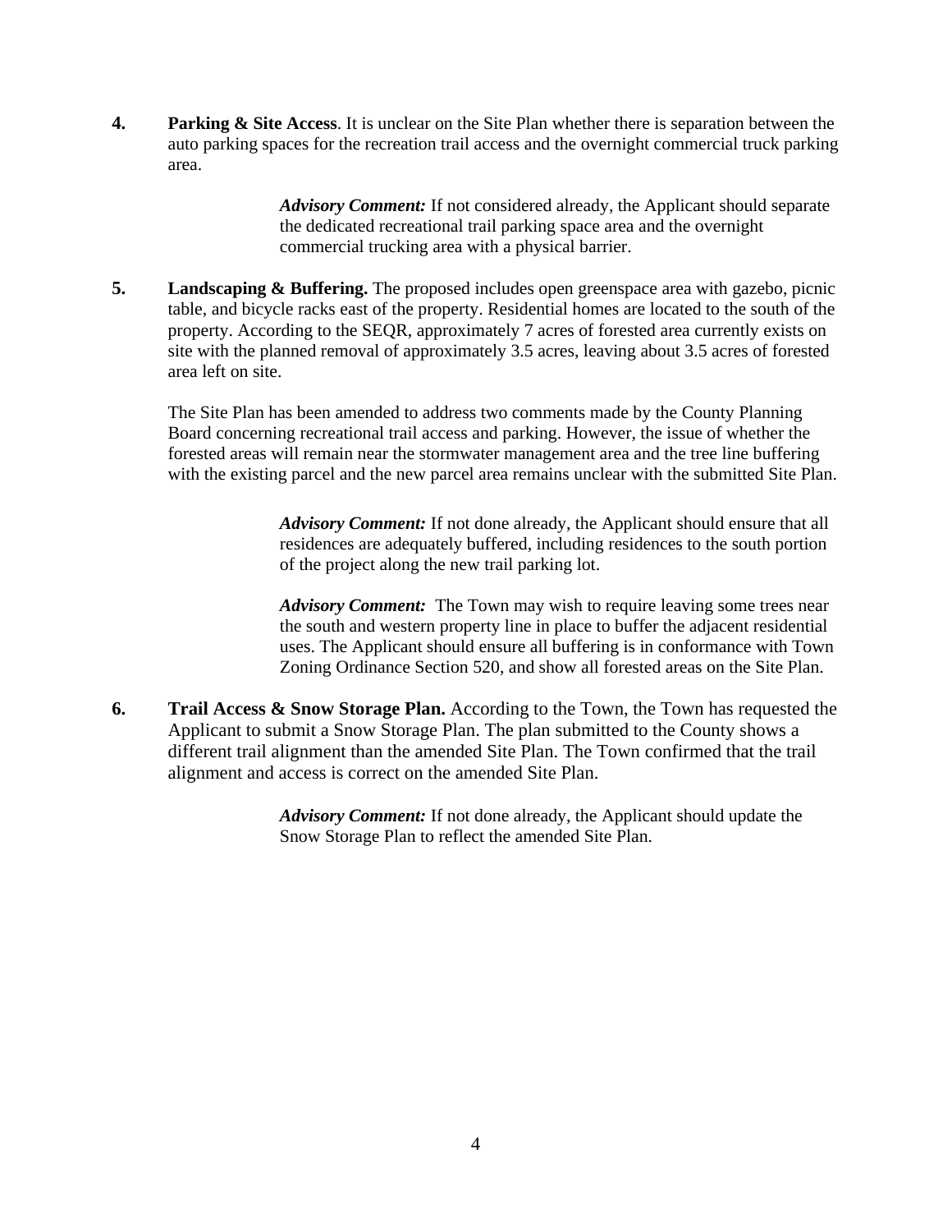**4. Parking & Site Access**. It is unclear on the Site Plan whether there is separation between the auto parking spaces for the recreation trail access and the overnight commercial truck parking area.

> ***Advisory Comment:*** If not considered already, the Applicant should separate the dedicated recreational trail parking space area and the overnight commercial trucking area with a physical barrier.

**5. Landscaping & Buffering.** The proposed includes open greenspace area with gazebo, picnic table, and bicycle racks east of the property. Residential homes are located to the south of the property. According to the SEQR, approximately 7 acres of forested area currently exists on site with the planned removal of approximately 3.5 acres, leaving about 3.5 acres of forested area left on site.

The Site Plan has been amended to address two comments made by the County Planning Board concerning recreational trail access and parking. However, the issue of whether the forested areas will remain near the stormwater management area and the tree line buffering with the existing parcel and the new parcel area remains unclear with the submitted Site Plan.

> ***Advisory Comment:*** If not done already, the Applicant should ensure that all residences are adequately buffered, including residences to the south portion of the project along the new trail parking lot.

> ***Advisory Comment:*** The Town may wish to require leaving some trees near the south and western property line in place to buffer the adjacent residential uses. The Applicant should ensure all buffering is in conformance with Town Zoning Ordinance Section 520, and show all forested areas on the Site Plan.

**6. Trail Access & Snow Storage Plan.** According to the Town, the Town has requested the Applicant to submit a Snow Storage Plan. The plan submitted to the County shows a different trail alignment than the amended Site Plan. The Town confirmed that the trail alignment and access is correct on the amended Site Plan.

> ***Advisory Comment:*** If not done already, the Applicant should update the Snow Storage Plan to reflect the amended Site Plan.